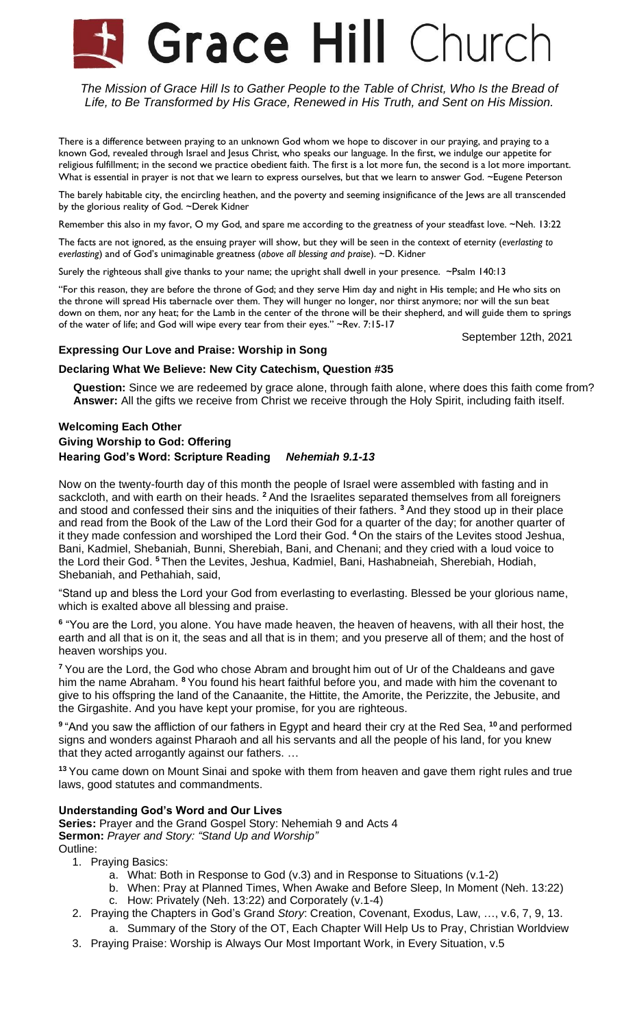# Grace Hill Church

*The Mission of Grace Hill Is to Gather People to the Table of Christ, Who Is the Bread of Life, to Be Transformed by His Grace, Renewed in His Truth, and Sent on His Mission.*

There is a difference between praying to an unknown God whom we hope to discover in our praying, and praying to a known God, revealed through Israel and Jesus Christ, who speaks our language. In the first, we indulge our appetite for religious fulfillment; in the second we practice obedient faith. The first is a lot more fun, the second is a lot more important. What is essential in prayer is not that we learn to express ourselves, but that we learn to answer God. ~Eugene Peterson

The barely habitable city, the encircling heathen, and the poverty and seeming insignificance of the Jews are all transcended by the glorious reality of God. ~Derek Kidner

Remember this also in my favor, O my God, and spare me according to the greatness of your steadfast love. ~Neh. 13:22

The facts are not ignored, as the ensuing prayer will show, but they will be seen in the context of eternity (*everlasting to everlasting*) and of God's unimaginable greatness (*above all blessing and praise*). ~D. Kidner

Surely the righteous shall give thanks to your name; the upright shall dwell in your presence. ~Psalm 140:13

"For this reason, they are before the throne of God; and they serve Him day and night in His temple; and He who sits on the throne will spread His tabernacle over them. They will hunger no longer, nor thirst anymore; nor will the sun beat down on them, nor any heat; for the Lamb in the center of the throne will be their shepherd, and will guide them to springs of the water of life; and God will wipe every tear from their eyes." ~Rev. 7:15-17

September 12th, 2021

**Expressing Our Love and Praise: Worship in Song**

**Declaring What We Believe: New City Catechism, Question #35**

**Question:** Since we are redeemed by grace alone, through faith alone, where does this faith come from?
**Answer:** All the gifts we receive from Christ we receive through the Holy Spirit, including faith itself.

**Welcoming Each Other**
**Giving Worship to God: Offering**
**Hearing God's Word: Scripture Reading** ***Nehemiah 9.1-13***

Now on the twenty-fourth day of this month the people of Israel were assembled with fasting and in sackcloth, and with earth on their heads. [2] And the Israelites separated themselves from all foreigners and stood and confessed their sins and the iniquities of their fathers. [3] And they stood up in their place and read from the Book of the Law of the Lord their God for a quarter of the day; for another quarter of it they made confession and worshiped the Lord their God. [4] On the stairs of the Levites stood Jeshua, Bani, Kadmiel, Shebaniah, Bunni, Sherebiah, Bani, and Chenani; and they cried with a loud voice to the Lord their God. [5] Then the Levites, Jeshua, Kadmiel, Bani, Hashabneiah, Sherebiah, Hodiah, Shebaniah, and Pethahiah, said,

"Stand up and bless the Lord your God from everlasting to everlasting. Blessed be your glorious name, which is exalted above all blessing and praise.

[6] "You are the Lord, you alone. You have made heaven, the heaven of heavens, with all their host, the earth and all that is on it, the seas and all that is in them; and you preserve all of them; and the host of heaven worships you.

[7] You are the Lord, the God who chose Abram and brought him out of Ur of the Chaldeans and gave him the name Abraham. [8] You found his heart faithful before you, and made with him the covenant to give to his offspring the land of the Canaanite, the Hittite, the Amorite, the Perizzite, the Jebusite, and the Girgashite. And you have kept your promise, for you are righteous.

[9] "And you saw the affliction of our fathers in Egypt and heard their cry at the Red Sea, [10] and performed signs and wonders against Pharaoh and all his servants and all the people of his land, for you knew that they acted arrogantly against our fathers. …

[13] You came down on Mount Sinai and spoke with them from heaven and gave them right rules and true laws, good statutes and commandments.

**Understanding God's Word and Our Lives**
**Series:** Prayer and the Grand Gospel Story: Nehemiah 9 and Acts 4
**Sermon:** *Prayer and Story: "Stand Up and Worship"*
Outline:

1. Praying Basics:
   a. What: Both in Response to God (v.3) and in Response to Situations (v.1-2)
   b. When: Pray at Planned Times, When Awake and Before Sleep, In Moment (Neh. 13:22)
   c. How: Privately (Neh. 13:22) and Corporately (v.1-4)
2. Praying the Chapters in God's Grand *Story*: Creation, Covenant, Exodus, Law, …, v.6, 7, 9, 13.
   a. Summary of the Story of the OT, Each Chapter Will Help Us to Pray, Christian Worldview
3. Praying Praise: Worship is Always Our Most Important Work, in Every Situation, v.5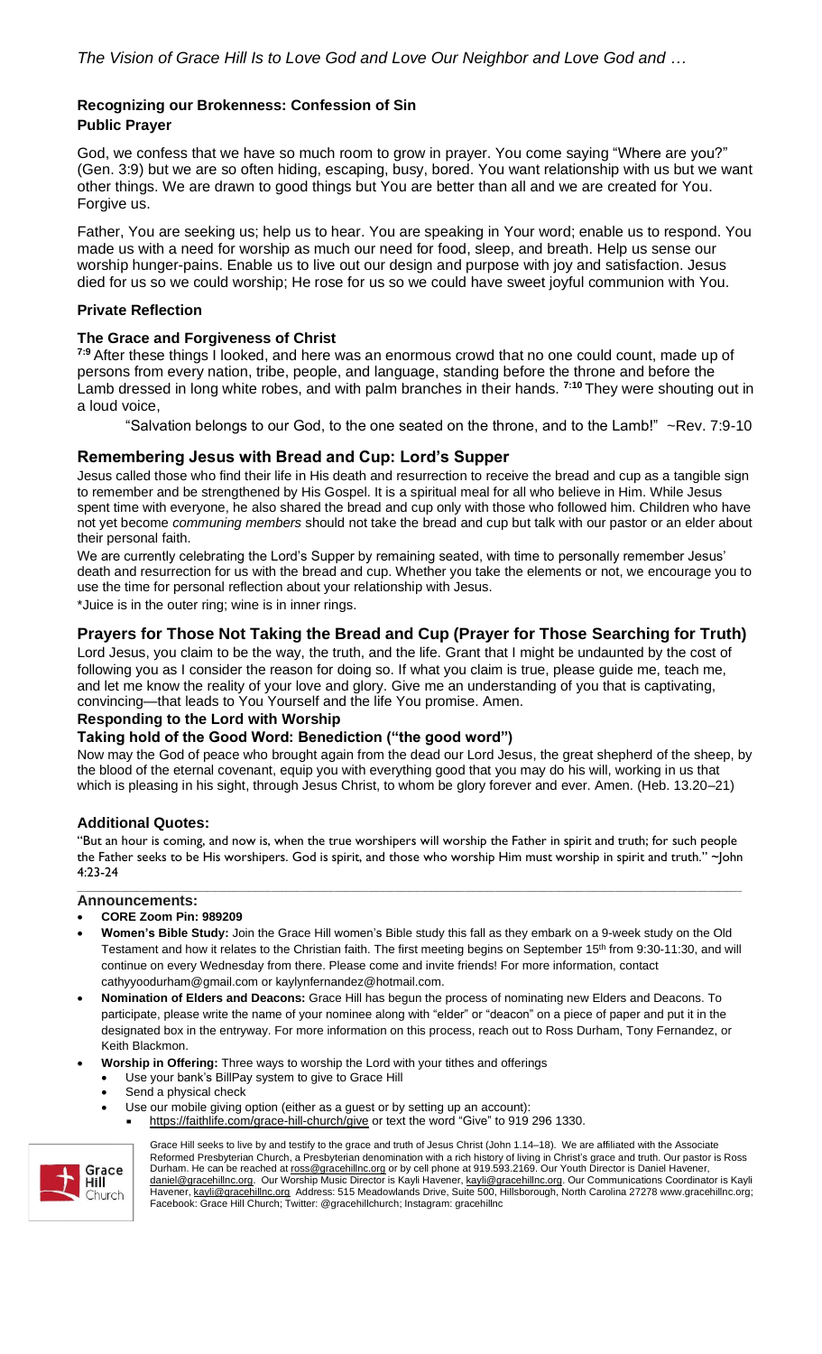*The Vision of Grace Hill Is to Love God and Love Our Neighbor and Love God and …*

### Recognizing our Brokenness: Confession of Sin

**Public Prayer**

God, we confess that we have so much room to grow in prayer. You come saying "Where are you?" (Gen. 3:9) but we are so often hiding, escaping, busy, bored. You want relationship with us but we want other things. We are drawn to good things but You are better than all and we are created for You. Forgive us.

Father, You are seeking us; help us to hear. You are speaking in Your word; enable us to respond. You made us with a need for worship as much our need for food, sleep, and breath. Help us sense our worship hunger-pains. Enable us to live out our design and purpose with joy and satisfaction. Jesus died for us so we could worship; He rose for us so we could have sweet joyful communion with You.

**Private Reflection**

### The Grace and Forgiveness of Christ

**7:9** After these things I looked, and here was an enormous crowd that no one could count, made up of persons from every nation, tribe, people, and language, standing before the throne and before the Lamb dressed in long white robes, and with palm branches in their hands. **7:10** They were shouting out in a loud voice,

"Salvation belongs to our God, to the one seated on the throne, and to the Lamb!" ~Rev. 7:9-10

## Remembering Jesus with Bread and Cup: Lord's Supper

Jesus called those who find their life in His death and resurrection to receive the bread and cup as a tangible sign to remember and be strengthened by His Gospel. It is a spiritual meal for all who believe in Him. While Jesus spent time with everyone, he also shared the bread and cup only with those who followed him. Children who have not yet become *communing members* should not take the bread and cup but talk with our pastor or an elder about their personal faith.

We are currently celebrating the Lord's Supper by remaining seated, with time to personally remember Jesus' death and resurrection for us with the bread and cup. Whether you take the elements or not, we encourage you to use the time for personal reflection about your relationship with Jesus.

*Juice is in the outer ring; wine is in inner rings.

## Prayers for Those Not Taking the Bread and Cup (Prayer for Those Searching for Truth)

Lord Jesus, you claim to be the way, the truth, and the life. Grant that I might be undaunted by the cost of following you as I consider the reason for doing so. If what you claim is true, please guide me, teach me, and let me know the reality of your love and glory. Give me an understanding of you that is captivating, convincing—that leads to You Yourself and the life You promise. Amen.

### Responding to the Lord with Worship

### Taking hold of the Good Word: Benediction ("the good word")

Now may the God of peace who brought again from the dead our Lord Jesus, the great shepherd of the sheep, by the blood of the eternal covenant, equip you with everything good that you may do his will, working in us that which is pleasing in his sight, through Jesus Christ, to whom be glory forever and ever. Amen. (Heb. 13.20–21)

### Additional Quotes:

"But an hour is coming, and now is, when the true worshipers will worship the Father in spirit and truth; for such people the Father seeks to be His worshipers. God is spirit, and those who worship Him must worship in spirit and truth." ~John 4:23-24

---

### Announcements:

- **CORE Zoom Pin: 989209**
- **Women's Bible Study:** Join the Grace Hill women's Bible study this fall as they embark on a 9-week study on the Old Testament and how it relates to the Christian faith. The first meeting begins on September 15th from 9:30-11:30, and will continue on every Wednesday from there. Please come and invite friends! For more information, contact cathyyoodurham@gmail.com or kaylynfernandez@hotmail.com.
- **Nomination of Elders and Deacons:** Grace Hill has begun the process of nominating new Elders and Deacons. To participate, please write the name of your nominee along with "elder" or "deacon" on a piece of paper and put it in the designated box in the entryway. For more information on this process, reach out to Ross Durham, Tony Fernandez, or Keith Blackmon.
- **Worship in Offering:** Three ways to worship the Lord with your tithes and offerings
  - Use your bank's BillPay system to give to Grace Hill
  - Send a physical check
  - Use our mobile giving option (either as a guest or by setting up an account):
    - https://faithlife.com/grace-hill-church/give or text the word "Give" to 919 296 1330.

Grace Hill Church

Grace Hill seeks to live by and testify to the grace and truth of Jesus Christ (John 1.14–18). We are affiliated with the Associate Reformed Presbyterian Church, a Presbyterian denomination with a rich history of living in Christ's grace and truth. Our pastor is Ross Durham. He can be reached at ross@gracehillnc.org or by cell phone at 919.593.2169. Our Youth Director is Daniel Havener, daniel@gracehillnc.org. Our Worship Music Director is Kayli Havener, kayli@gracehillnc.org. Our Communications Coordinator is Kayli Havener, kayli@gracehillnc.org Address: 515 Meadowlands Drive, Suite 500, Hillsborough, North Carolina 27278 www.gracehillnc.org; Facebook: Grace Hill Church; Twitter: @gracehillchurch; Instagram: gracehillnc